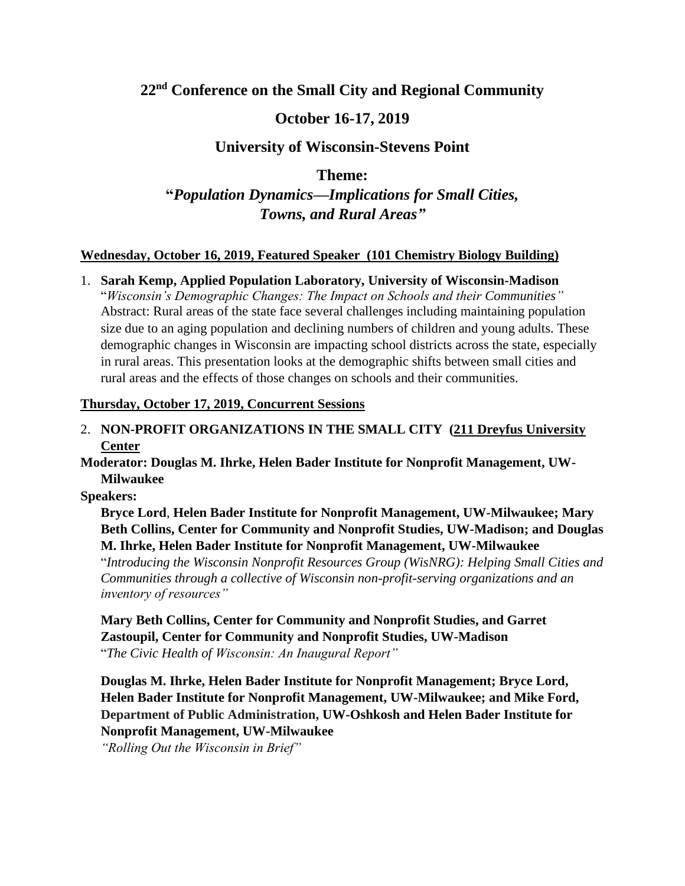# 22nd Conference on the Small City and Regional Community

## October 16-17, 2019

## University of Wisconsin-Stevens Point

## Theme:

## "*Population Dynamics—Implications for Small Cities, Towns, and Rural Areas"*

**Wednesday, October 16, 2019, Featured Speaker (101 Chemistry Biology Building)**

1. **Sarah Kemp, Applied Population Laboratory, University of Wisconsin-Madison**
   "*Wisconsin's Demographic Changes: The Impact on Schools and their Communities"*
   Abstract: Rural areas of the state face several challenges including maintaining population size due to an aging population and declining numbers of children and young adults. These demographic changes in Wisconsin are impacting school districts across the state, especially in rural areas. This presentation looks at the demographic shifts between small cities and rural areas and the effects of those changes on schools and their communities.

**Thursday, October 17, 2019, Concurrent Sessions**

2. **NON-PROFIT ORGANIZATIONS IN THE SMALL CITY (211 Dreyfus University Center**

**Moderator: Douglas M. Ihrke, Helen Bader Institute for Nonprofit Management, UW-Milwaukee**

**Speakers:**

**Bryce Lord**, **Helen Bader Institute for Nonprofit Management, UW-Milwaukee; Mary Beth Collins, Center for Community and Nonprofit Studies, UW-Madison; and Douglas M. Ihrke, Helen Bader Institute for Nonprofit Management, UW-Milwaukee**
"*Introducing the Wisconsin Nonprofit Resources Group (WisNRG): Helping Small Cities and Communities through a collective of Wisconsin non-profit-serving organizations and an inventory of resources"*

**Mary Beth Collins, Center for Community and Nonprofit Studies, and Garret Zastoupil, Center for Community and Nonprofit Studies, UW-Madison**
"*The Civic Health of Wisconsin: An Inaugural Report"*

**Douglas M. Ihrke, Helen Bader Institute for Nonprofit Management; Bryce Lord, Helen Bader Institute for Nonprofit Management, UW-Milwaukee; and Mike Ford, Department of Public Administration, UW-Oshkosh and Helen Bader Institute for Nonprofit Management, UW-Milwaukee**
*"Rolling Out the Wisconsin in Brief"*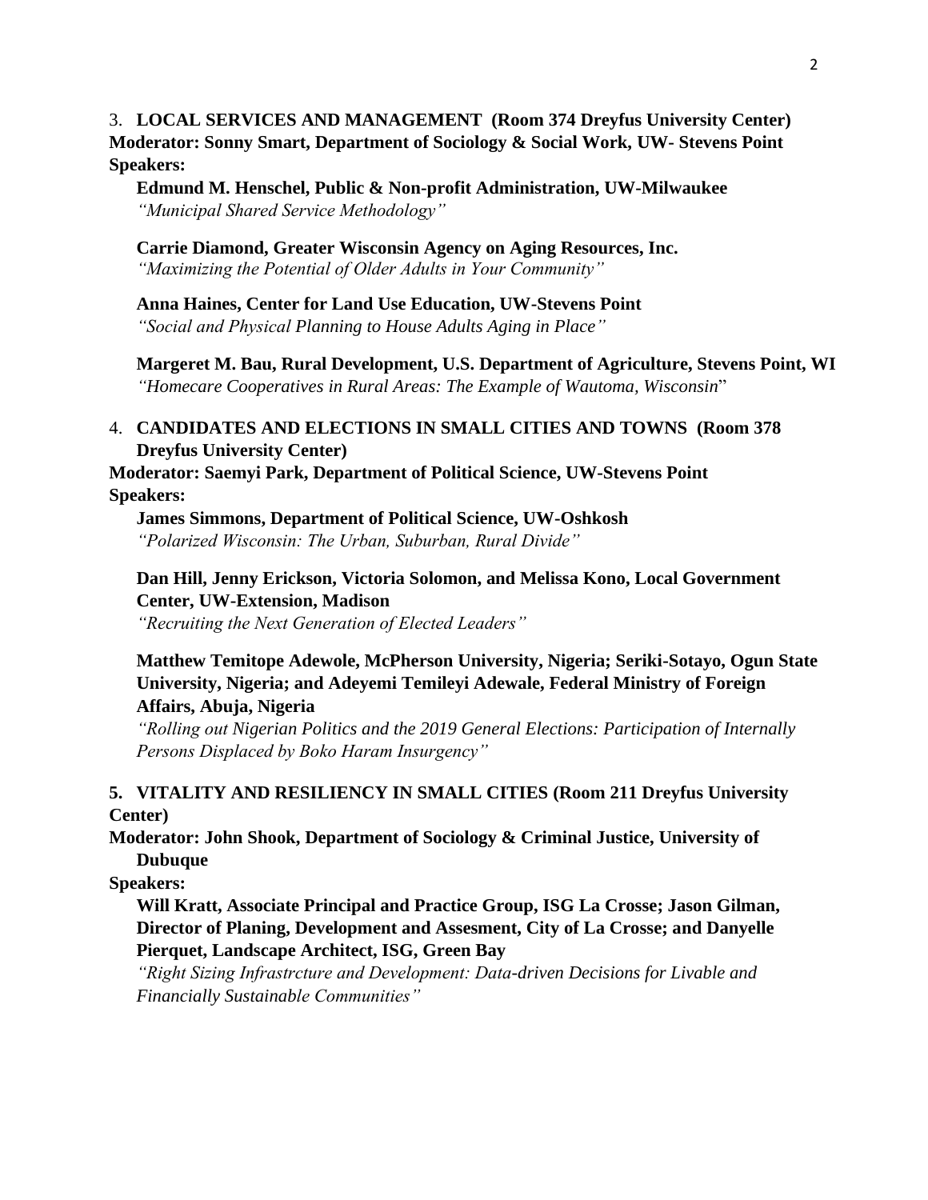3. **LOCAL SERVICES AND MANAGEMENT (Room 374 Dreyfus University Center)**

**Moderator: Sonny Smart, Department of Sociology & Social Work, UW- Stevens Point**

**Speakers:**

**Edmund M. Henschel, Public & Non-profit Administration, UW-Milwaukee**
*"Municipal Shared Service Methodology"*

**Carrie Diamond, Greater Wisconsin Agency on Aging Resources, Inc.**
*"Maximizing the Potential of Older Adults in Your Community"*

**Anna Haines, Center for Land Use Education, UW-Stevens Point**
*"Social and Physical Planning to House Adults Aging in Place"*

**Margeret M. Bau, Rural Development, U.S. Department of Agriculture, Stevens Point, WI**
*"Homecare Cooperatives in Rural Areas: The Example of Wautoma, Wisconsin"*

4. **CANDIDATES AND ELECTIONS IN SMALL CITIES AND TOWNS (Room 378 Dreyfus University Center)**

**Moderator: Saemyi Park, Department of Political Science, UW-Stevens Point**

**Speakers:**

**James Simmons, Department of Political Science, UW-Oshkosh**
*"Polarized Wisconsin: The Urban, Suburban, Rural Divide"*

**Dan Hill, Jenny Erickson, Victoria Solomon, and Melissa Kono, Local Government Center, UW-Extension, Madison**
*"Recruiting the Next Generation of Elected Leaders"*

**Matthew Temitope Adewole, McPherson University, Nigeria; Seriki-Sotayo, Ogun State University, Nigeria; and Adeyemi Temileyi Adewale, Federal Ministry of Foreign Affairs, Abuja, Nigeria**
*"Rolling out Nigerian Politics and the 2019 General Elections: Participation of Internally Persons Displaced by Boko Haram Insurgency"*

5. **VITALITY AND RESILIENCY IN SMALL CITIES (Room 211 Dreyfus University Center)**

**Moderator: John Shook, Department of Sociology & Criminal Justice, University of Dubuque**

**Speakers:**

**Will Kratt, Associate Principal and Practice Group, ISG La Crosse; Jason Gilman, Director of Planing, Development and Assesment, City of La Crosse; and Danyelle Pierquet, Landscape Architect, ISG, Green Bay**
*"Right Sizing Infrastrcture and Development: Data-driven Decisions for Livable and Financially Sustainable Communities"*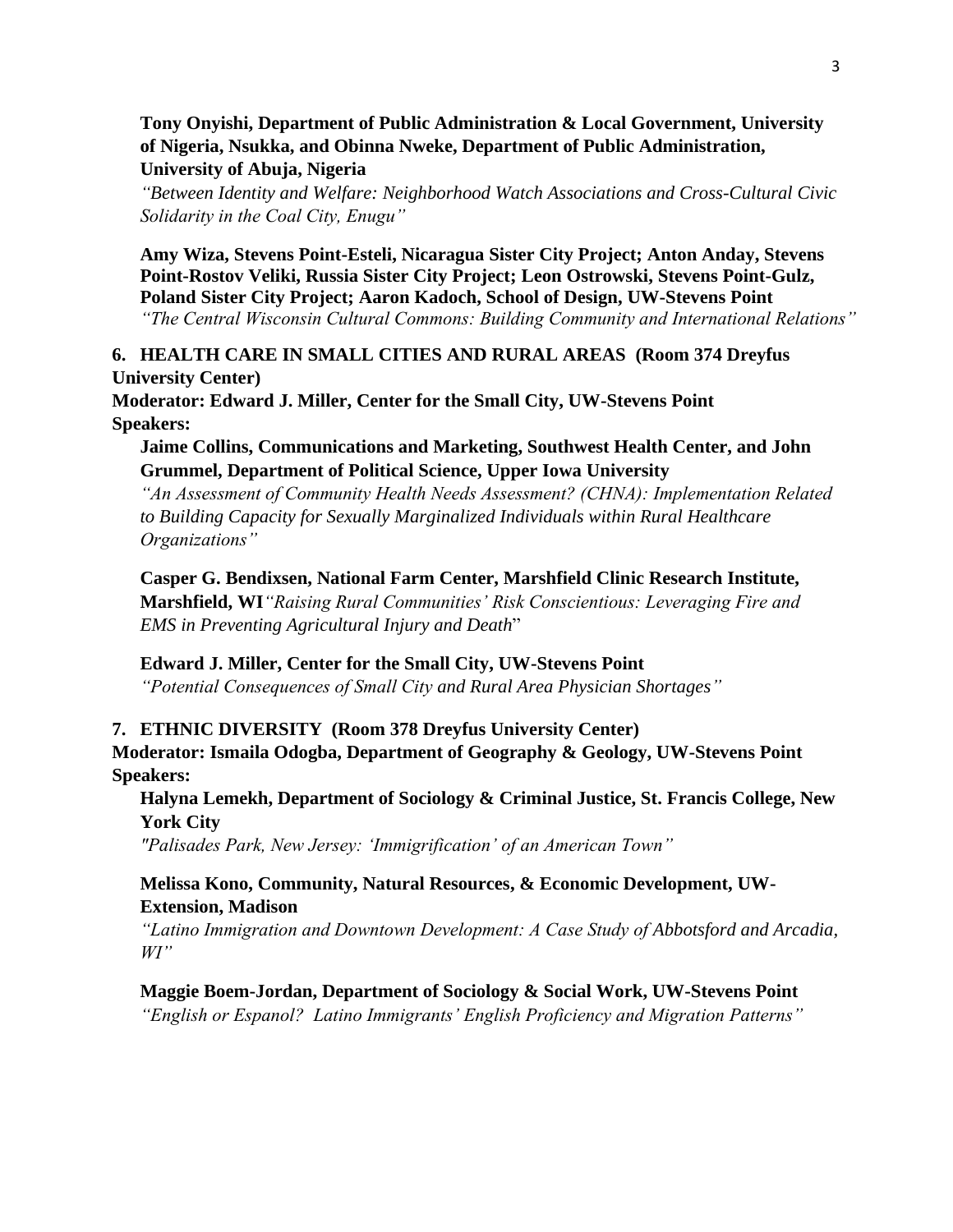**Tony Onyishi, Department of Public Administration & Local Government, University of Nigeria, Nsukka, and Obinna Nweke, Department of Public Administration, University of Abuja, Nigeria**
*"Between Identity and Welfare: Neighborhood Watch Associations and Cross-Cultural Civic Solidarity in the Coal City, Enugu"*

**Amy Wiza, Stevens Point-Esteli, Nicaragua Sister City Project; Anton Anday, Stevens Point-Rostov Veliki, Russia Sister City Project; Leon Ostrowski, Stevens Point-Gulz, Poland Sister City Project; Aaron Kadoch, School of Design, UW-Stevens Point**
*"The Central Wisconsin Cultural Commons: Building Community and International Relations"*

**6. HEALTH CARE IN SMALL CITIES AND RURAL AREAS (Room 374 Dreyfus University Center)**

**Moderator: Edward J. Miller, Center for the Small City, UW-Stevens Point**

**Speakers:**

**Jaime Collins, Communications and Marketing, Southwest Health Center, and John Grummel, Department of Political Science, Upper Iowa University**
*"An Assessment of Community Health Needs Assessment? (CHNA): Implementation Related to Building Capacity for Sexually Marginalized Individuals within Rural Healthcare Organizations"*

**Casper G. Bendixsen, National Farm Center, Marshfield Clinic Research Institute, Marshfield, WI** *"Raising Rural Communities' Risk Conscientious: Leveraging Fire and EMS in Preventing Agricultural Injury and Death"*

**Edward J. Miller, Center for the Small City, UW-Stevens Point**
*"Potential Consequences of Small City and Rural Area Physician Shortages"*

**7. ETHNIC DIVERSITY (Room 378 Dreyfus University Center)**

**Moderator: Ismaila Odogba, Department of Geography & Geology, UW-Stevens Point**

**Speakers:**

**Halyna Lemekh, Department of Sociology & Criminal Justice, St. Francis College, New York City**
*"Palisades Park, New Jersey: 'Immigrification' of an American Town"*

**Melissa Kono, Community, Natural Resources, & Economic Development, UW-Extension, Madison**
*"Latino Immigration and Downtown Development: A Case Study of Abbotsford and Arcadia, WI"*

**Maggie Boem-Jordan, Department of Sociology & Social Work, UW-Stevens Point**
*"English or Espanol? Latino Immigrants' English Proficiency and Migration Patterns"*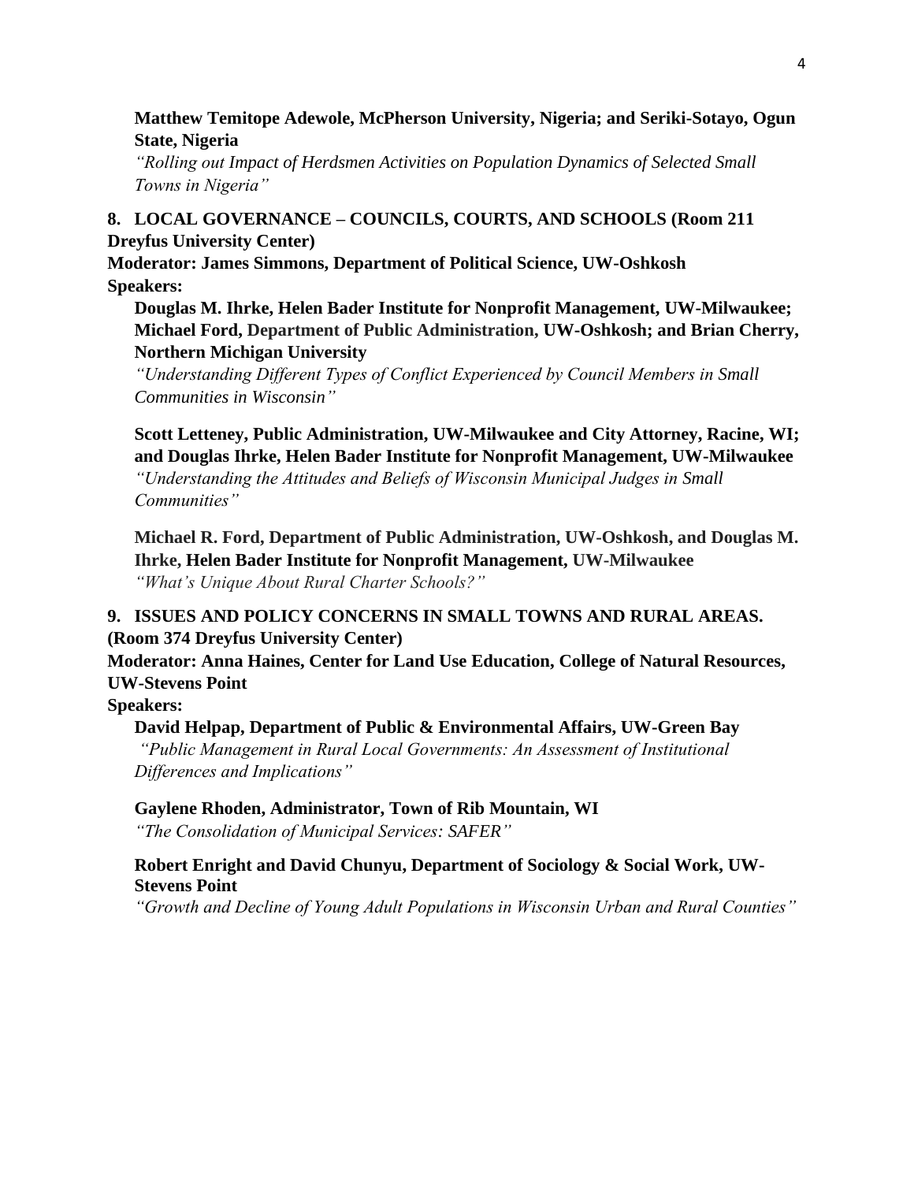**Matthew Temitope Adewole, McPherson University, Nigeria; and Seriki-Sotayo, Ogun State, Nigeria**
*"Rolling out Impact of Herdsmen Activities on Population Dynamics of Selected Small Towns in Nigeria"*

**8. LOCAL GOVERNANCE – COUNCILS, COURTS, AND SCHOOLS (Room 211 Dreyfus University Center)**

**Moderator: James Simmons, Department of Political Science, UW-Oshkosh**

**Speakers:**

**Douglas M. Ihrke, Helen Bader Institute for Nonprofit Management, UW-Milwaukee; Michael Ford, Department of Public Administration, UW-Oshkosh; and Brian Cherry, Northern Michigan University**
*"Understanding Different Types of Conflict Experienced by Council Members in Small Communities in Wisconsin"*

**Scott Letteney, Public Administration, UW-Milwaukee and City Attorney, Racine, WI; and Douglas Ihrke, Helen Bader Institute for Nonprofit Management, UW-Milwaukee**
*"Understanding the Attitudes and Beliefs of Wisconsin Municipal Judges in Small Communities"*

**Michael R. Ford, Department of Public Administration, UW-Oshkosh, and Douglas M. Ihrke, Helen Bader Institute for Nonprofit Management, UW-Milwaukee**
*"What's Unique About Rural Charter Schools?"*

**9. ISSUES AND POLICY CONCERNS IN SMALL TOWNS AND RURAL AREAS. (Room 374 Dreyfus University Center)**

**Moderator: Anna Haines, Center for Land Use Education, College of Natural Resources, UW-Stevens Point**

**Speakers:**

**David Helpap, Department of Public & Environmental Affairs, UW-Green Bay**
*"Public Management in Rural Local Governments: An Assessment of Institutional Differences and Implications"*

**Gaylene Rhoden, Administrator, Town of Rib Mountain, WI**
*"The Consolidation of Municipal Services: SAFER"*

**Robert Enright and David Chunyu, Department of Sociology & Social Work, UW-Stevens Point**
*"Growth and Decline of Young Adult Populations in Wisconsin Urban and Rural Counties"*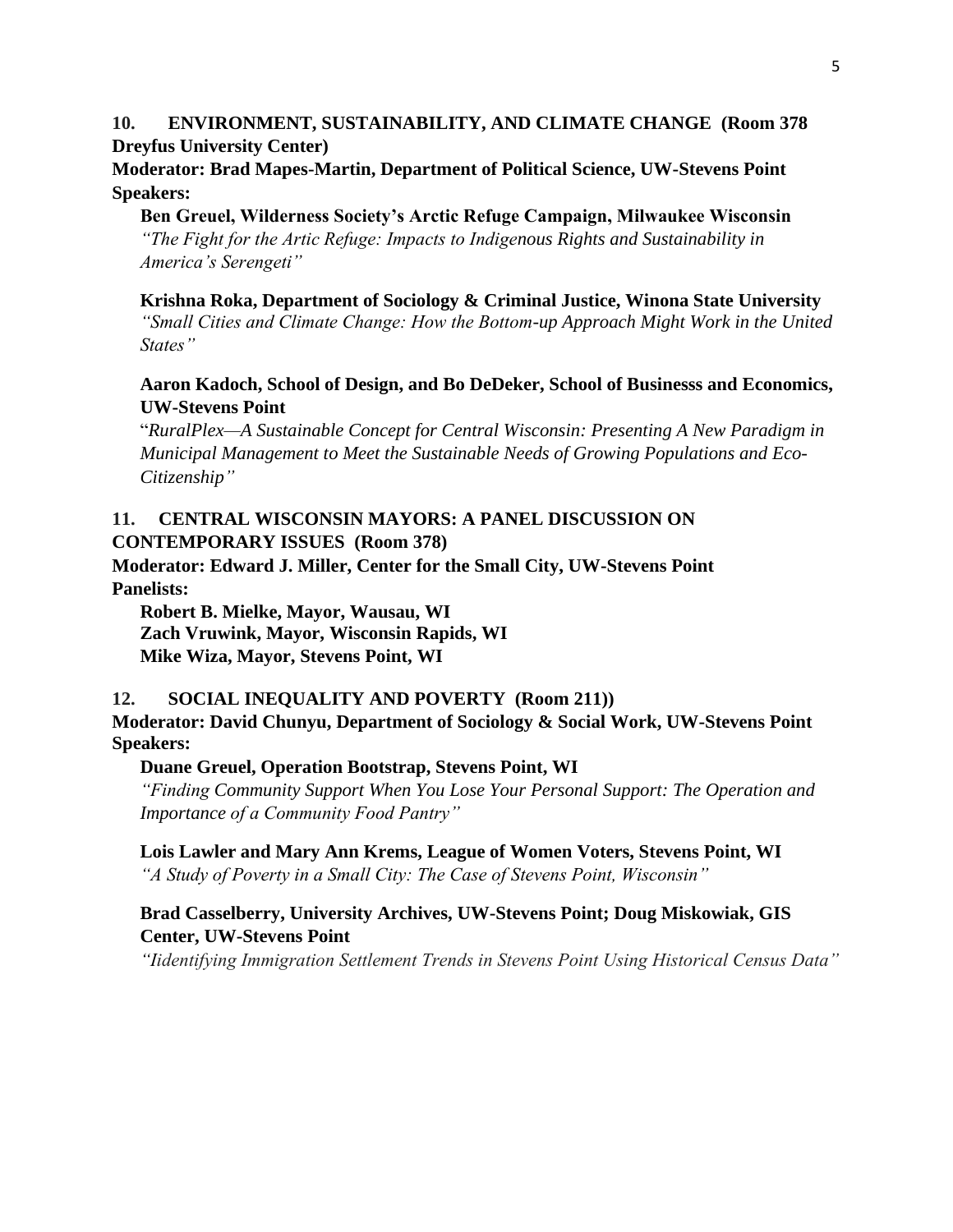**10. ENVIRONMENT, SUSTAINABILITY, AND CLIMATE CHANGE (Room 378 Dreyfus University Center)**

**Moderator: Brad Mapes-Martin, Department of Political Science, UW-Stevens Point**

**Speakers:**

**Ben Greuel, Wilderness Society's Arctic Refuge Campaign, Milwaukee Wisconsin**
*"The Fight for the Artic Refuge: Impacts to Indigenous Rights and Sustainability in America's Serengeti"*

**Krishna Roka, Department of Sociology & Criminal Justice, Winona State University**
*"Small Cities and Climate Change: How the Bottom-up Approach Might Work in the United States"*

**Aaron Kadoch, School of Design, and Bo DeDeker, School of Businesss and Economics, UW-Stevens Point**
"*RuralPlex—A Sustainable Concept for Central Wisconsin: Presenting A New Paradigm in Municipal Management to Meet the Sustainable Needs of Growing Populations and Eco-Citizenship"*

**11. CENTRAL WISCONSIN MAYORS: A PANEL DISCUSSION ON CONTEMPORARY ISSUES (Room 378)**

**Moderator: Edward J. Miller, Center for the Small City, UW-Stevens Point**

**Panelists:**

**Robert B. Mielke, Mayor, Wausau, WI**
**Zach Vruwink, Mayor, Wisconsin Rapids, WI**
**Mike Wiza, Mayor, Stevens Point, WI**

**12. SOCIAL INEQUALITY AND POVERTY (Room 211))**

**Moderator: David Chunyu, Department of Sociology & Social Work, UW-Stevens Point**

**Speakers:**

**Duane Greuel, Operation Bootstrap, Stevens Point, WI**
*"Finding Community Support When You Lose Your Personal Support: The Operation and Importance of a Community Food Pantry"*

**Lois Lawler and Mary Ann Krems, League of Women Voters, Stevens Point, WI**
*"A Study of Poverty in a Small City: The Case of Stevens Point, Wisconsin"*

**Brad Casselberry, University Archives, UW-Stevens Point; Doug Miskowiak, GIS Center, UW-Stevens Point**
*"Iidentifying Immigration Settlement Trends in Stevens Point Using Historical Census Data"*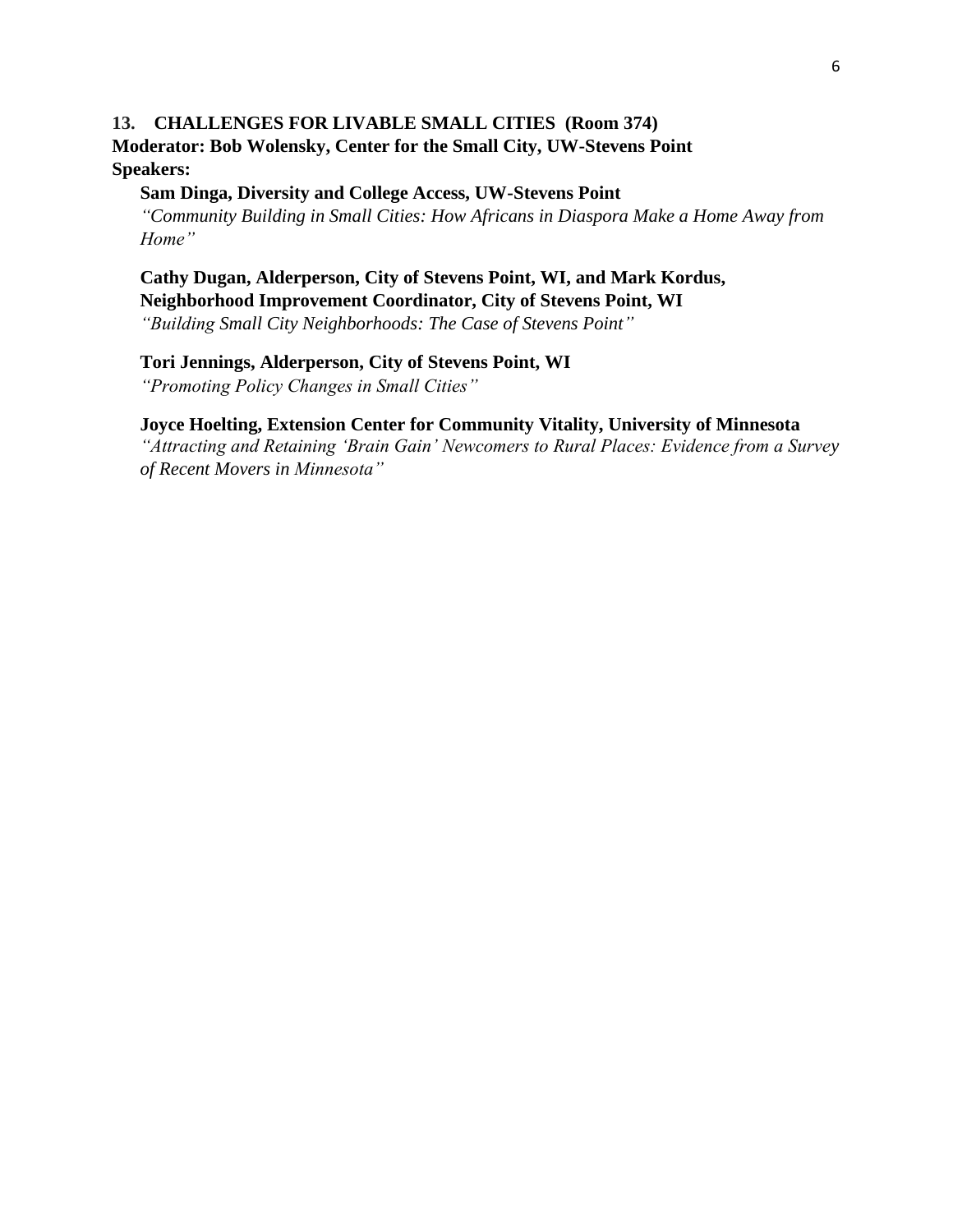### 13. CHALLENGES FOR LIVABLE SMALL CITIES (Room 374)

**Moderator: Bob Wolensky, Center for the Small City, UW-Stevens Point**

**Speakers:**

**Sam Dinga, Diversity and College Access, UW-Stevens Point**
*"Community Building in Small Cities: How Africans in Diaspora Make a Home Away from Home"*

**Cathy Dugan, Alderperson, City of Stevens Point, WI, and Mark Kordus, Neighborhood Improvement Coordinator, City of Stevens Point, WI**
*"Building Small City Neighborhoods: The Case of Stevens Point"*

**Tori Jennings, Alderperson, City of Stevens Point, WI**
*"Promoting Policy Changes in Small Cities"*

**Joyce Hoelting, Extension Center for Community Vitality, University of Minnesota**
*"Attracting and Retaining 'Brain Gain' Newcomers to Rural Places: Evidence from a Survey of Recent Movers in Minnesota"*